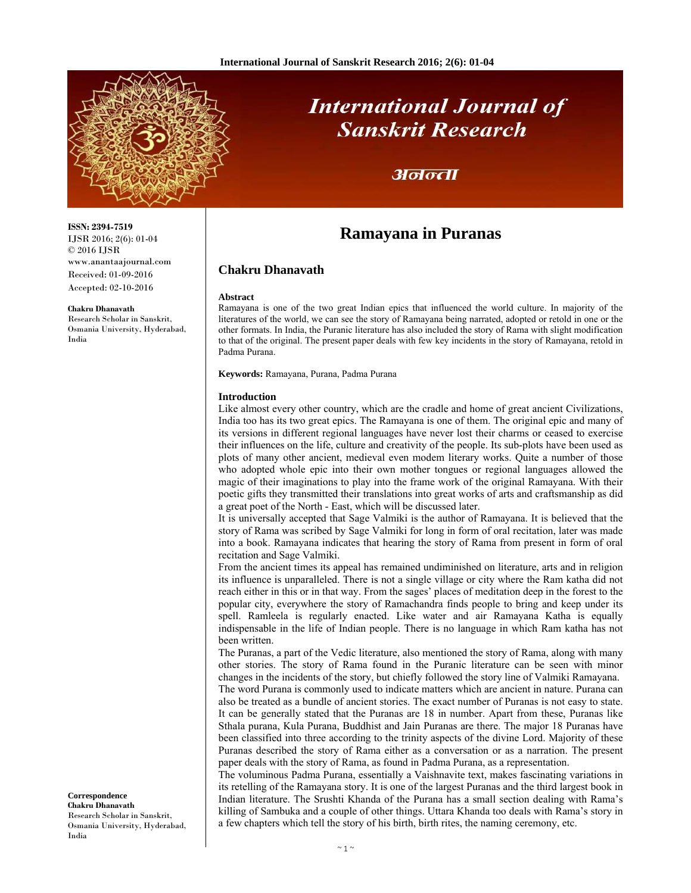# Ramayana in Puranas

## Chakru Dhanavath

ISSN: 2394-7519
IJSR 2016; 2(6): 01-04
© 2016 IJSR
www.anantaajournal.com
Received: 01-09-2016
Accepted: 02-10-2016

**Chakru Dhanavath**
Research Scholar in Sanskrit, Osmania University, Hyderabad, India

**Correspondence**
**Chakru Dhanavath**
Research Scholar in Sanskrit, Osmania University, Hyderabad, India

### Abstract

Ramayana is one of the two great Indian epics that influenced the world culture. In majority of the literatures of the world, we can see the story of Ramayana being narrated, adopted or retold in one or the other formats. In India, the Puranic literature has also included the story of Rama with slight modification to that of the original. The present paper deals with few key incidents in the story of Ramayana, retold in Padma Purana.

**Keywords:** Ramayana, Purana, Padma Purana

### Introduction

Like almost every other country, which are the cradle and home of great ancient Civilizations, India too has its two great epics. The Ramayana is one of them. The original epic and many of its versions in different regional languages have never lost their charms or ceased to exercise their influences on the life, culture and creativity of the people. Its sub-plots have been used as plots of many other ancient, medieval even modem literary works. Quite a number of those who adopted whole epic into their own mother tongues or regional languages allowed the magic of their imaginations to play into the frame work of the original Ramayana. With their poetic gifts they transmitted their translations into great works of arts and craftsmanship as did a great poet of the North - East, which will be discussed later.

It is universally accepted that Sage Valmiki is the author of Ramayana. It is believed that the story of Rama was scribed by Sage Valmiki for long in form of oral recitation, later was made into a book. Ramayana indicates that hearing the story of Rama from present in form of oral recitation and Sage Valmiki.

From the ancient times its appeal has remained undiminished on literature, arts and in religion its influence is unparalleled. There is not a single village or city where the Ram katha did not reach either in this or in that way. From the sages' places of meditation deep in the forest to the popular city, everywhere the story of Ramachandra finds people to bring and keep under its spell. Ramleela is regularly enacted. Like water and air Ramayana Katha is equally indispensable in the life of Indian people. There is no language in which Ram katha has not been written.

The Puranas, a part of the Vedic literature, also mentioned the story of Rama, along with many other stories. The story of Rama found in the Puranic literature can be seen with minor changes in the incidents of the story, but chiefly followed the story line of Valmiki Ramayana.

The word Purana is commonly used to indicate matters which are ancient in nature. Purana can also be treated as a bundle of ancient stories. The exact number of Puranas is not easy to state. It can be generally stated that the Puranas are 18 in number. Apart from these, Puranas like Sthala purana, Kula Purana, Buddhist and Jain Puranas are there. The major 18 Puranas have been classified into three according to the trinity aspects of the divine Lord. Majority of these Puranas described the story of Rama either as a conversation or as a narration. The present paper deals with the story of Rama, as found in Padma Purana, as a representation.

The voluminous Padma Purana, essentially a Vaishnavite text, makes fascinating variations in its retelling of the Ramayana story. It is one of the largest Puranas and the third largest book in Indian literature. The Srushti Khanda of the Purana has a small section dealing with Rama's killing of Sambuka and a couple of other things. Uttara Khanda too deals with Rama's story in a few chapters which tell the story of his birth, birth rites, the naming ceremony, etc.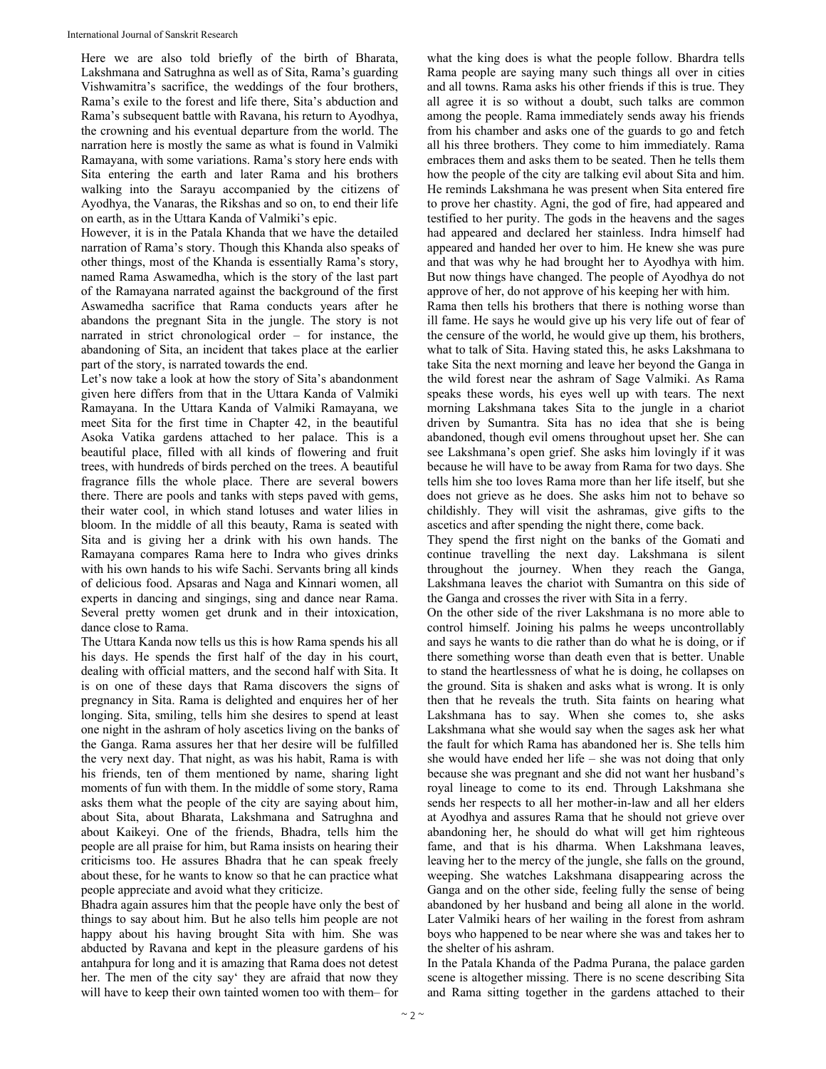Here we are also told briefly of the birth of Bharata, Lakshmana and Satrughna as well as of Sita, Rama's guarding Vishwamitra's sacrifice, the weddings of the four brothers, Rama's exile to the forest and life there, Sita's abduction and Rama's subsequent battle with Ravana, his return to Ayodhya, the crowning and his eventual departure from the world. The narration here is mostly the same as what is found in Valmiki Ramayana, with some variations. Rama's story here ends with Sita entering the earth and later Rama and his brothers walking into the Sarayu accompanied by the citizens of Ayodhya, the Vanaras, the Rikshas and so on, to end their life on earth, as in the Uttara Kanda of Valmiki's epic.

However, it is in the Patala Khanda that we have the detailed narration of Rama's story. Though this Khanda also speaks of other things, most of the Khanda is essentially Rama's story, named Rama Aswamedha, which is the story of the last part of the Ramayana narrated against the background of the first Aswamedha sacrifice that Rama conducts years after he abandons the pregnant Sita in the jungle. The story is not narrated in strict chronological order – for instance, the abandoning of Sita, an incident that takes place at the earlier part of the story, is narrated towards the end.

Let's now take a look at how the story of Sita's abandonment given here differs from that in the Uttara Kanda of Valmiki Ramayana. In the Uttara Kanda of Valmiki Ramayana, we meet Sita for the first time in Chapter 42, in the beautiful Asoka Vatika gardens attached to her palace. This is a beautiful place, filled with all kinds of flowering and fruit trees, with hundreds of birds perched on the trees. A beautiful fragrance fills the whole place. There are several bowers there. There are pools and tanks with steps paved with gems, their water cool, in which stand lotuses and water lilies in bloom. In the middle of all this beauty, Rama is seated with Sita and is giving her a drink with his own hands. The Ramayana compares Rama here to Indra who gives drinks with his own hands to his wife Sachi. Servants bring all kinds of delicious food. Apsaras and Naga and Kinnari women, all experts in dancing and singings, sing and dance near Rama. Several pretty women get drunk and in their intoxication, dance close to Rama.

The Uttara Kanda now tells us this is how Rama spends his all his days. He spends the first half of the day in his court, dealing with official matters, and the second half with Sita. It is on one of these days that Rama discovers the signs of pregnancy in Sita. Rama is delighted and enquires her of her longing. Sita, smiling, tells him she desires to spend at least one night in the ashram of holy ascetics living on the banks of the Ganga. Rama assures her that her desire will be fulfilled the very next day. That night, as was his habit, Rama is with his friends, ten of them mentioned by name, sharing light moments of fun with them. In the middle of some story, Rama asks them what the people of the city are saying about him, about Sita, about Bharata, Lakshmana and Satrughna and about Kaikeyi. One of the friends, Bhadra, tells him the people are all praise for him, but Rama insists on hearing their criticisms too. He assures Bhadra that he can speak freely about these, for he wants to know so that he can practice what people appreciate and avoid what they criticize.

Bhadra again assures him that the people have only the best of things to say about him. But he also tells him people are not happy about his having brought Sita with him. She was abducted by Ravana and kept in the pleasure gardens of his antahpura for long and it is amazing that Rama does not detest her. The men of the city say' they are afraid that now they will have to keep their own tainted women too with them– for what the king does is what the people follow. Bhardra tells Rama people are saying many such things all over in cities and all towns. Rama asks his other friends if this is true. They all agree it is so without a doubt, such talks are common among the people. Rama immediately sends away his friends from his chamber and asks one of the guards to go and fetch all his three brothers. They come to him immediately. Rama embraces them and asks them to be seated. Then he tells them how the people of the city are talking evil about Sita and him. He reminds Lakshmana he was present when Sita entered fire to prove her chastity. Agni, the god of fire, had appeared and testified to her purity. The gods in the heavens and the sages had appeared and declared her stainless. Indra himself had appeared and handed her over to him. He knew she was pure and that was why he had brought her to Ayodhya with him. But now things have changed. The people of Ayodhya do not approve of her, do not approve of his keeping her with him.

Rama then tells his brothers that there is nothing worse than ill fame. He says he would give up his very life out of fear of the censure of the world, he would give up them, his brothers, what to talk of Sita. Having stated this, he asks Lakshmana to take Sita the next morning and leave her beyond the Ganga in the wild forest near the ashram of Sage Valmiki. As Rama speaks these words, his eyes well up with tears. The next morning Lakshmana takes Sita to the jungle in a chariot driven by Sumantra. Sita has no idea that she is being abandoned, though evil omens throughout upset her. She can see Lakshmana's open grief. She asks him lovingly if it was because he will have to be away from Rama for two days. She tells him she too loves Rama more than her life itself, but she does not grieve as he does. She asks him not to behave so childishly. They will visit the ashramas, give gifts to the ascetics and after spending the night there, come back.

They spend the first night on the banks of the Gomati and continue travelling the next day. Lakshmana is silent throughout the journey. When they reach the Ganga, Lakshmana leaves the chariot with Sumantra on this side of the Ganga and crosses the river with Sita in a ferry.

On the other side of the river Lakshmana is no more able to control himself. Joining his palms he weeps uncontrollably and says he wants to die rather than do what he is doing, or if there something worse than death even that is better. Unable to stand the heartlessness of what he is doing, he collapses on the ground. Sita is shaken and asks what is wrong. It is only then that he reveals the truth. Sita faints on hearing what Lakshmana has to say. When she comes to, she asks Lakshmana what she would say when the sages ask her what the fault for which Rama has abandoned her is. She tells him she would have ended her life – she was not doing that only because she was pregnant and she did not want her husband's royal lineage to come to its end. Through Lakshmana she sends her respects to all her mother-in-law and all her elders at Ayodhya and assures Rama that he should not grieve over abandoning her, he should do what will get him righteous fame, and that is his dharma. When Lakshmana leaves, leaving her to the mercy of the jungle, she falls on the ground, weeping. She watches Lakshmana disappearing across the Ganga and on the other side, feeling fully the sense of being abandoned by her husband and being all alone in the world. Later Valmiki hears of her wailing in the forest from ashram boys who happened to be near where she was and takes her to the shelter of his ashram.

In the Patala Khanda of the Padma Purana, the palace garden scene is altogether missing. There is no scene describing Sita and Rama sitting together in the gardens attached to their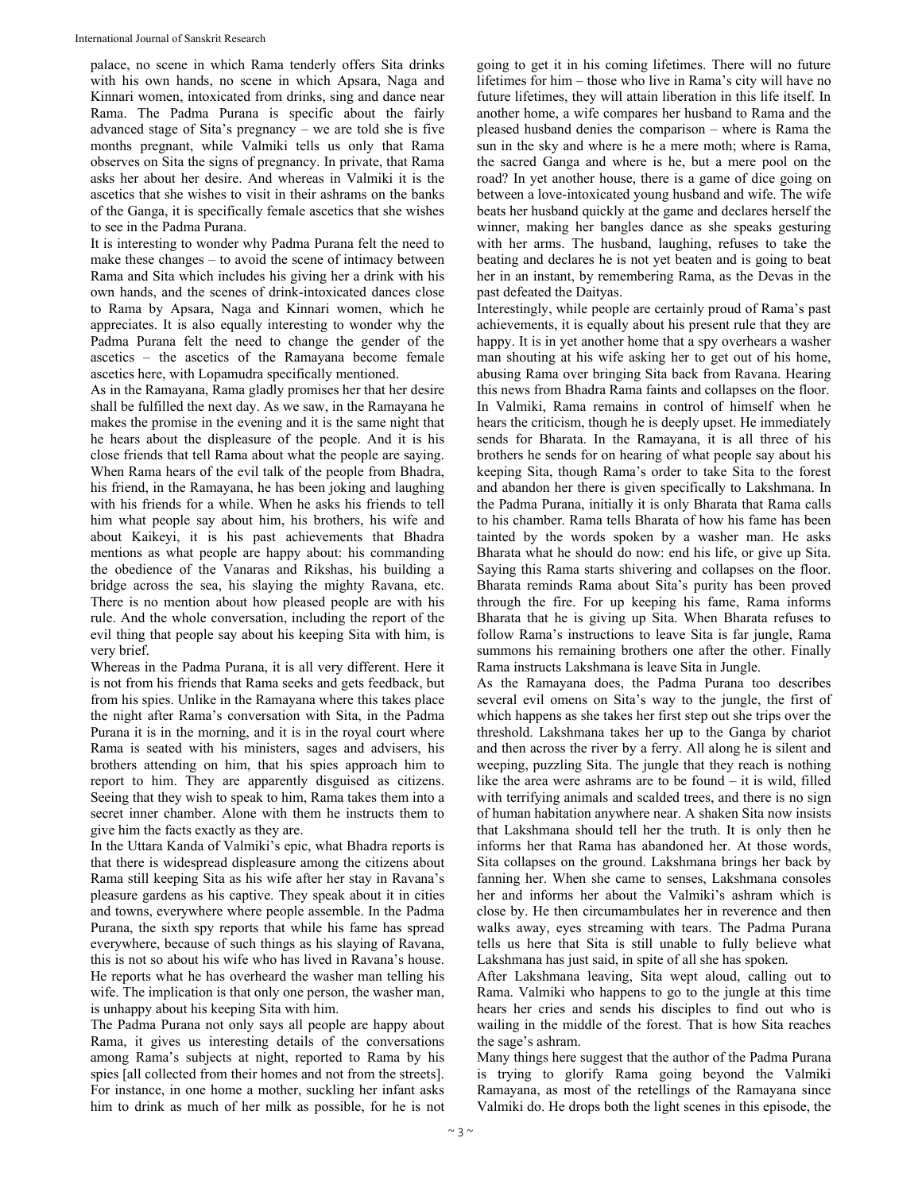palace, no scene in which Rama tenderly offers Sita drinks with his own hands, no scene in which Apsara, Naga and Kinnari women, intoxicated from drinks, sing and dance near Rama. The Padma Purana is specific about the fairly advanced stage of Sita's pregnancy – we are told she is five months pregnant, while Valmiki tells us only that Rama observes on Sita the signs of pregnancy. In private, that Rama asks her about her desire. And whereas in Valmiki it is the ascetics that she wishes to visit in their ashrams on the banks of the Ganga, it is specifically female ascetics that she wishes to see in the Padma Purana.

It is interesting to wonder why Padma Purana felt the need to make these changes – to avoid the scene of intimacy between Rama and Sita which includes his giving her a drink with his own hands, and the scenes of drink-intoxicated dances close to Rama by Apsara, Naga and Kinnari women, which he appreciates. It is also equally interesting to wonder why the Padma Purana felt the need to change the gender of the ascetics – the ascetics of the Ramayana become female ascetics here, with Lopamudra specifically mentioned.

As in the Ramayana, Rama gladly promises her that her desire shall be fulfilled the next day. As we saw, in the Ramayana he makes the promise in the evening and it is the same night that he hears about the displeasure of the people. And it is his close friends that tell Rama about what the people are saying. When Rama hears of the evil talk of the people from Bhadra, his friend, in the Ramayana, he has been joking and laughing with his friends for a while. When he asks his friends to tell him what people say about him, his brothers, his wife and about Kaikeyi, it is his past achievements that Bhadra mentions as what people are happy about: his commanding the obedience of the Vanaras and Rikshas, his building a bridge across the sea, his slaying the mighty Ravana, etc. There is no mention about how pleased people are with his rule. And the whole conversation, including the report of the evil thing that people say about his keeping Sita with him, is very brief.

Whereas in the Padma Purana, it is all very different. Here it is not from his friends that Rama seeks and gets feedback, but from his spies. Unlike in the Ramayana where this takes place the night after Rama's conversation with Sita, in the Padma Purana it is in the morning, and it is in the royal court where Rama is seated with his ministers, sages and advisers, his brothers attending on him, that his spies approach him to report to him. They are apparently disguised as citizens. Seeing that they wish to speak to him, Rama takes them into a secret inner chamber. Alone with them he instructs them to give him the facts exactly as they are.

In the Uttara Kanda of Valmiki's epic, what Bhadra reports is that there is widespread displeasure among the citizens about Rama still keeping Sita as his wife after her stay in Ravana's pleasure gardens as his captive. They speak about it in cities and towns, everywhere where people assemble. In the Padma Purana, the sixth spy reports that while his fame has spread everywhere, because of such things as his slaying of Ravana, this is not so about his wife who has lived in Ravana's house. He reports what he has overheard the washer man telling his wife. The implication is that only one person, the washer man, is unhappy about his keeping Sita with him.

The Padma Purana not only says all people are happy about Rama, it gives us interesting details of the conversations among Rama's subjects at night, reported to Rama by his spies [all collected from their homes and not from the streets]. For instance, in one home a mother, suckling her infant asks him to drink as much of her milk as possible, for he is not going to get it in his coming lifetimes. There will no future lifetimes for him – those who live in Rama's city will have no future lifetimes, they will attain liberation in this life itself. In another home, a wife compares her husband to Rama and the pleased husband denies the comparison – where is Rama the sun in the sky and where is he a mere moth; where is Rama, the sacred Ganga and where is he, but a mere pool on the road? In yet another house, there is a game of dice going on between a love-intoxicated young husband and wife. The wife beats her husband quickly at the game and declares herself the winner, making her bangles dance as she speaks gesturing with her arms. The husband, laughing, refuses to take the beating and declares he is not yet beaten and is going to beat her in an instant, by remembering Rama, as the Devas in the past defeated the Daityas.

Interestingly, while people are certainly proud of Rama's past achievements, it is equally about his present rule that they are happy. It is in yet another home that a spy overhears a washer man shouting at his wife asking her to get out of his home, abusing Rama over bringing Sita back from Ravana. Hearing this news from Bhadra Rama faints and collapses on the floor. In Valmiki, Rama remains in control of himself when he hears the criticism, though he is deeply upset. He immediately sends for Bharata. In the Ramayana, it is all three of his brothers he sends for on hearing of what people say about his keeping Sita, though Rama's order to take Sita to the forest and abandon her there is given specifically to Lakshmana. In the Padma Purana, initially it is only Bharata that Rama calls to his chamber. Rama tells Bharata of how his fame has been tainted by the words spoken by a washer man. He asks Bharata what he should do now: end his life, or give up Sita. Saying this Rama starts shivering and collapses on the floor. Bharata reminds Rama about Sita's purity has been proved through the fire. For up keeping his fame, Rama informs Bharata that he is giving up Sita. When Bharata refuses to follow Rama's instructions to leave Sita is far jungle, Rama summons his remaining brothers one after the other. Finally Rama instructs Lakshmana is leave Sita in Jungle.

As the Ramayana does, the Padma Purana too describes several evil omens on Sita's way to the jungle, the first of which happens as she takes her first step out she trips over the threshold. Lakshmana takes her up to the Ganga by chariot and then across the river by a ferry. All along he is silent and weeping, puzzling Sita. The jungle that they reach is nothing like the area were ashrams are to be found – it is wild, filled with terrifying animals and scalded trees, and there is no sign of human habitation anywhere near. A shaken Sita now insists that Lakshmana should tell her the truth. It is only then he informs her that Rama has abandoned her. At those words, Sita collapses on the ground. Lakshmana brings her back by fanning her. When she came to senses, Lakshmana consoles her and informs her about the Valmiki's ashram which is close by. He then circumambulates her in reverence and then walks away, eyes streaming with tears. The Padma Purana tells us here that Sita is still unable to fully believe what Lakshmana has just said, in spite of all she has spoken.

After Lakshmana leaving, Sita wept aloud, calling out to Rama. Valmiki who happens to go to the jungle at this time hears her cries and sends his disciples to find out who is wailing in the middle of the forest. That is how Sita reaches the sage's ashram.

Many things here suggest that the author of the Padma Purana is trying to glorify Rama going beyond the Valmiki Ramayana, as most of the retellings of the Ramayana since Valmiki do. He drops both the light scenes in this episode, the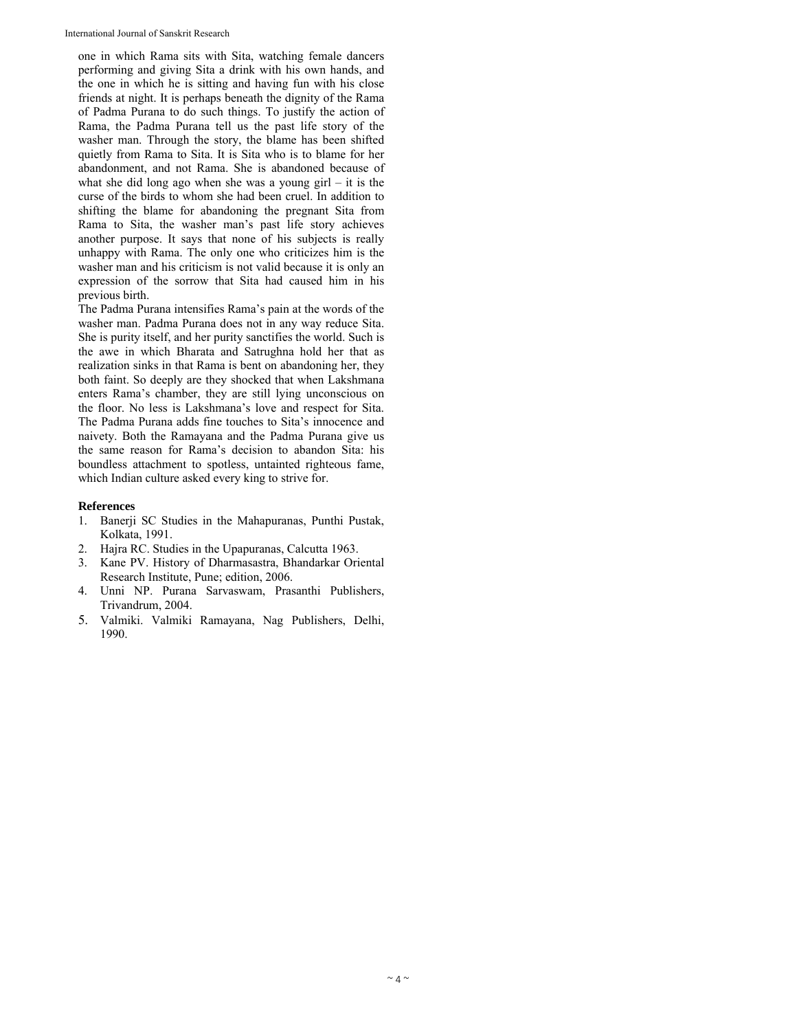one in which Rama sits with Sita, watching female dancers performing and giving Sita a drink with his own hands, and the one in which he is sitting and having fun with his close friends at night. It is perhaps beneath the dignity of the Rama of Padma Purana to do such things. To justify the action of Rama, the Padma Purana tell us the past life story of the washer man. Through the story, the blame has been shifted quietly from Rama to Sita. It is Sita who is to blame for her abandonment, and not Rama. She is abandoned because of what she did long ago when she was a young girl – it is the curse of the birds to whom she had been cruel. In addition to shifting the blame for abandoning the pregnant Sita from Rama to Sita, the washer man's past life story achieves another purpose. It says that none of his subjects is really unhappy with Rama. The only one who criticizes him is the washer man and his criticism is not valid because it is only an expression of the sorrow that Sita had caused him in his previous birth.

The Padma Purana intensifies Rama's pain at the words of the washer man. Padma Purana does not in any way reduce Sita. She is purity itself, and her purity sanctifies the world. Such is the awe in which Bharata and Satrughna hold her that as realization sinks in that Rama is bent on abandoning her, they both faint. So deeply are they shocked that when Lakshmana enters Rama's chamber, they are still lying unconscious on the floor. No less is Lakshmana's love and respect for Sita. The Padma Purana adds fine touches to Sita's innocence and naivety. Both the Ramayana and the Padma Purana give us the same reason for Rama's decision to abandon Sita: his boundless attachment to spotless, untainted righteous fame, which Indian culture asked every king to strive for.

**References**

1. Banerji SC Studies in the Mahapuranas, Punthi Pustak, Kolkata, 1991.
2. Hajra RC. Studies in the Upapuranas, Calcutta 1963.
3. Kane PV. History of Dharmasastra, Bhandarkar Oriental Research Institute, Pune; edition, 2006.
4. Unni NP. Purana Sarvaswam, Prasanthi Publishers, Trivandrum, 2004.
5. Valmiki. Valmiki Ramayana, Nag Publishers, Delhi, 1990.